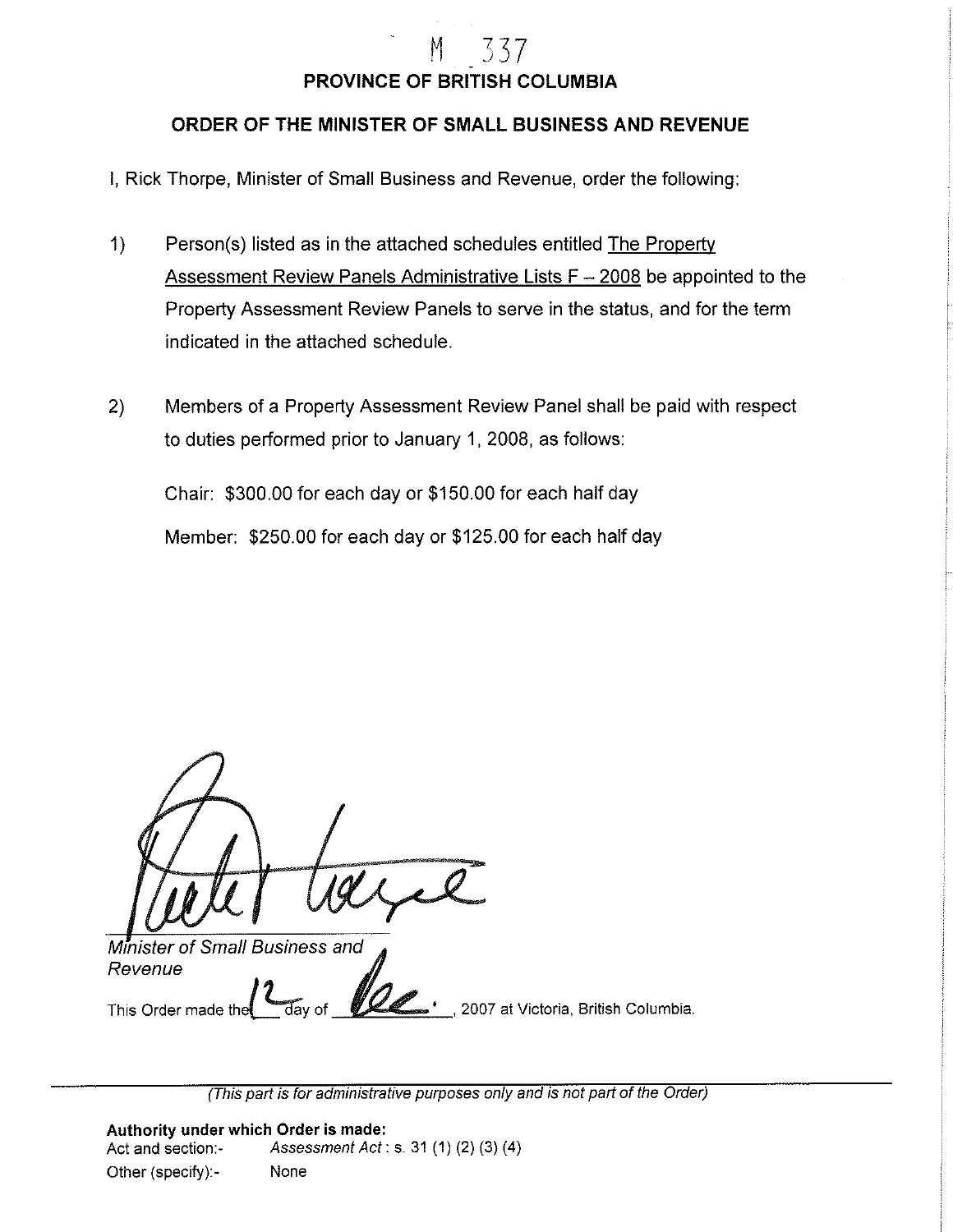M 337

# PROVINCE OF BRITISH COLUMBIA

## ORDER OF THE MINISTER OF SMALL BUSINESS AND REVENUE

I, Rick Thorpe, Minister of Small Business and Revenue, order the following:

1) Person(s) listed as in the attached schedules entitled The Property Assessment Review Panels Administrative Lists F – 2008 be appointed to the Property Assessment Review Panels to serve in the status, and for the term indicated in the attached schedule.

2) Members of a Property Assessment Review Panel shall be paid with respect to duties performed prior to January 1, 2008, as follows:

   Chair: $300.00 for each day or $150.00 for each half day

   Member: $250.00 for each day or $125.00 for each half day

*Minister of Small Business and Revenue*

This Order made the 12 day of Dec., 2007 at Victoria, British Columbia.

---

*(This part is for administrative purposes only and is not part of the Order)*

**Authority under which Order is made:**

Act and section:- *Assessment Act*: s. 31 (1) (2) (3) (4)

Other (specify):- None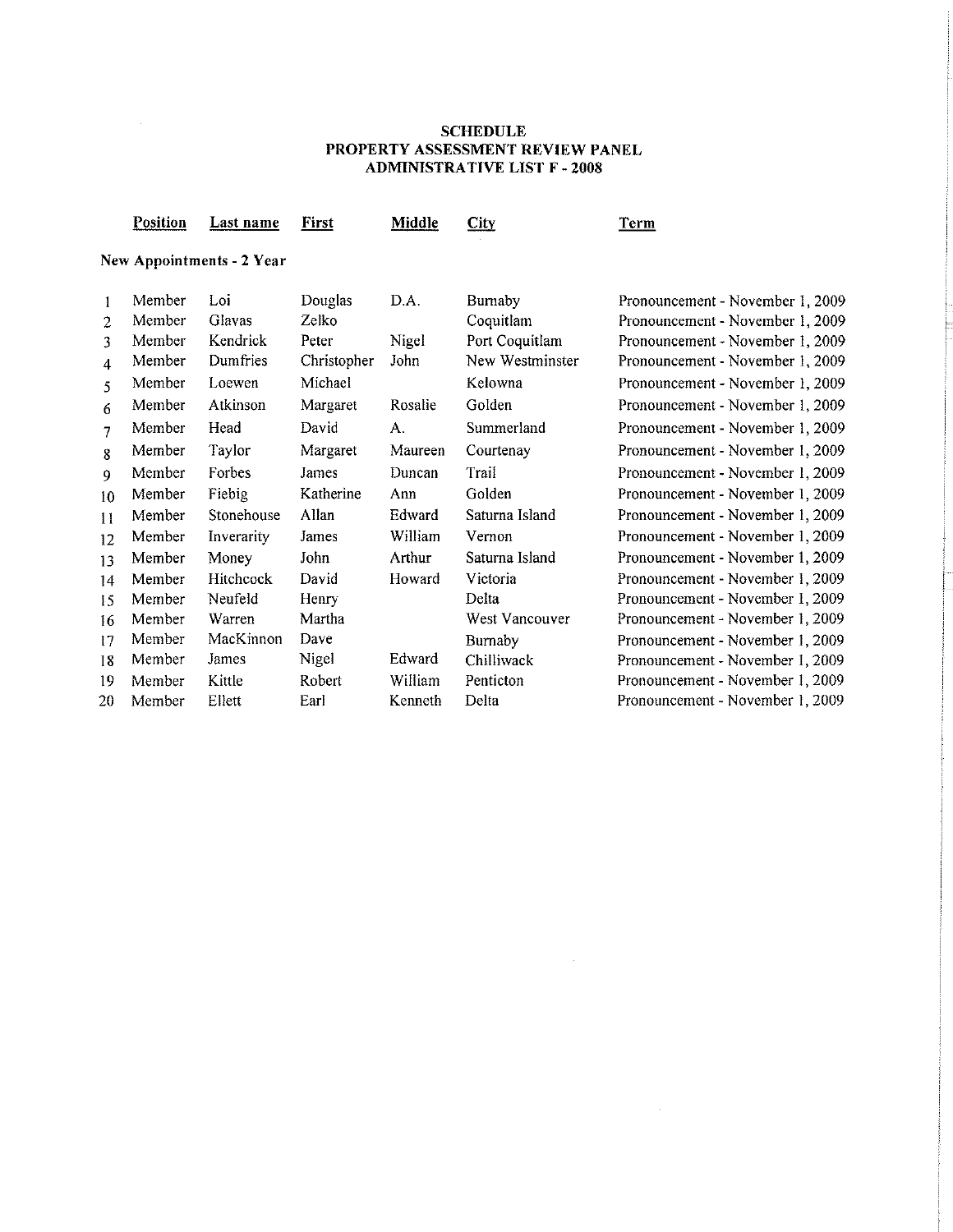**SCHEDULE**
**PROPERTY ASSESSMENT REVIEW PANEL**
**ADMINISTRATIVE LIST F - 2008**

| | Position | Last name | First | Middle | City | Term |
|---|---|---|---|---|---|---|
| **New Appointments - 2 Year** | | | | | | |
| 1 | Member | Loi | Douglas | D.A. | Burnaby | Pronouncement - November 1, 2009 |
| 2 | Member | Glavas | Zelko | | Coquitlam | Pronouncement - November 1, 2009 |
| 3 | Member | Kendrick | Peter | Nigel | Port Coquitlam | Pronouncement - November 1, 2009 |
| 4 | Member | Dumfries | Christopher | John | New Westminster | Pronouncement - November 1, 2009 |
| 5 | Member | Loewen | Michael | | Kelowna | Pronouncement - November 1, 2009 |
| 6 | Member | Atkinson | Margaret | Rosalie | Golden | Pronouncement - November 1, 2009 |
| 7 | Member | Head | David | A. | Summerland | Pronouncement - November 1, 2009 |
| 8 | Member | Taylor | Margaret | Maureen | Courtenay | Pronouncement - November 1, 2009 |
| 9 | Member | Forbes | James | Duncan | Trail | Pronouncement - November 1, 2009 |
| 10 | Member | Fiebig | Katherine | Ann | Golden | Pronouncement - November 1, 2009 |
| 11 | Member | Stonehouse | Allan | Edward | Saturna Island | Pronouncement - November 1, 2009 |
| 12 | Member | Inverarity | James | William | Vernon | Pronouncement - November 1, 2009 |
| 13 | Member | Money | John | Arthur | Saturna Island | Pronouncement - November 1, 2009 |
| 14 | Member | Hitchcock | David | Howard | Victoria | Pronouncement - November 1, 2009 |
| 15 | Member | Neufeld | Henry | | Delta | Pronouncement - November 1, 2009 |
| 16 | Member | Warren | Martha | | West Vancouver | Pronouncement - November 1, 2009 |
| 17 | Member | MacKinnon | Dave | | Burnaby | Pronouncement - November 1, 2009 |
| 18 | Member | James | Nigel | Edward | Chilliwack | Pronouncement - November 1, 2009 |
| 19 | Member | Kittle | Robert | William | Penticton | Pronouncement - November 1, 2009 |
| 20 | Member | Ellett | Earl | Kenneth | Delta | Pronouncement - November 1, 2009 |